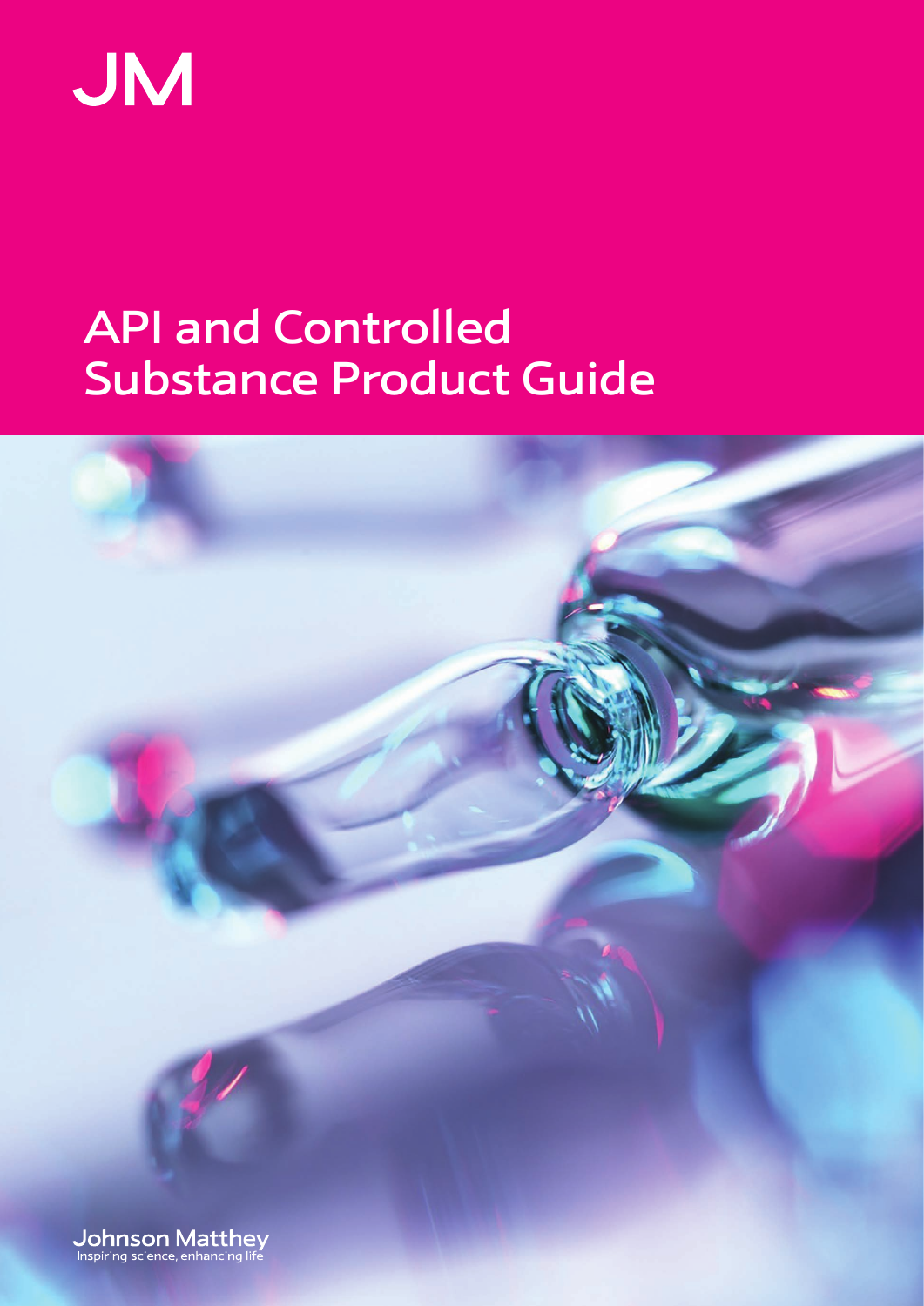JM

# API and Controlled Substance Product Guide

Johnson Matthey
Inspiring science, enhancing life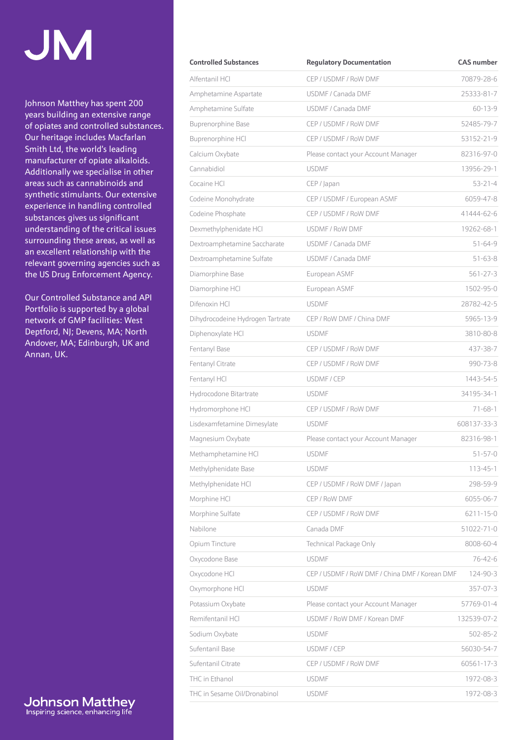JM

Johnson Matthey has spent 200 years building an extensive range of opiates and controlled substances. Our heritage includes Macfarlan Smith Ltd, the world's leading manufacturer of opiate alkaloids. Additionally we specialise in other areas such as cannabinoids and synthetic stimulants. Our extensive experience in handling controlled substances gives us significant understanding of the critical issues surrounding these areas, as well as an excellent relationship with the relevant governing agencies such as the US Drug Enforcement Agency.

Our Controlled Substance and API Portfolio is supported by a global network of GMP facilities: West Deptford, NJ; Devens, MA; North Andover, MA; Edinburgh, UK and Annan, UK.

| Controlled Substances | Regulatory Documentation | CAS number |
|---|---|---|
| Alfentanil HCl | CEP / USDMF / RoW DMF | 70879-28-6 |
| Amphetamine Aspartate | USDMF / Canada DMF | 25333-81-7 |
| Amphetamine Sulfate | USDMF / Canada DMF | 60-13-9 |
| Buprenorphine Base | CEP / USDMF / RoW DMF | 52485-79-7 |
| Buprenorphine HCl | CEP / USDMF / RoW DMF | 53152-21-9 |
| Calcium Oxybate | Please contact your Account Manager | 82316-97-0 |
| Cannabidiol | USDMF | 13956-29-1 |
| Cocaine HCl | CEP / Japan | 53-21-4 |
| Codeine Monohydrate | CEP / USDMF / European ASMF | 6059-47-8 |
| Codeine Phosphate | CEP / USDMF / RoW DMF | 41444-62-6 |
| Dexmethylphenidate HCl | USDMF / RoW DMF | 19262-68-1 |
| Dextroamphetamine Saccharate | USDMF / Canada DMF | 51-64-9 |
| Dextroamphetamine Sulfate | USDMF / Canada DMF | 51-63-8 |
| Diamorphine Base | European ASMF | 561-27-3 |
| Diamorphine HCl | European ASMF | 1502-95-0 |
| Difenoxin HCl | USDMF | 28782-42-5 |
| Dihydrocodeine Hydrogen Tartrate | CEP / RoW DMF / China DMF | 5965-13-9 |
| Diphenoxylate HCl | USDMF | 3810-80-8 |
| Fentanyl Base | CEP / USDMF / RoW DMF | 437-38-7 |
| Fentanyl Citrate | CEP / USDMF / RoW DMF | 990-73-8 |
| Fentanyl HCl | USDMF / CEP | 1443-54-5 |
| Hydrocodone Bitartrate | USDMF | 34195-34-1 |
| Hydromorphone HCl | CEP / USDMF / RoW DMF | 71-68-1 |
| Lisdexamfetamine Dimesylate | USDMF | 608137-33-3 |
| Magnesium Oxybate | Please contact your Account Manager | 82316-98-1 |
| Methamphetamine HCl | USDMF | 51-57-0 |
| Methylphenidate Base | USDMF | 113-45-1 |
| Methylphenidate HCl | CEP / USDMF / RoW DMF / Japan | 298-59-9 |
| Morphine HCl | CEP / RoW DMF | 6055-06-7 |
| Morphine Sulfate | CEP / USDMF / RoW DMF | 6211-15-0 |
| Nabilone | Canada DMF | 51022-71-0 |
| Opium Tincture | Technical Package Only | 8008-60-4 |
| Oxycodone Base | USDMF | 76-42-6 |
| Oxycodone HCl | CEP / USDMF / RoW DMF / China DMF / Korean DMF | 124-90-3 |
| Oxymorphone HCl | USDMF | 357-07-3 |
| Potassium Oxybate | Please contact your Account Manager | 57769-01-4 |
| Remifentanil HCl | USDMF / RoW DMF / Korean DMF | 132539-07-2 |
| Sodium Oxybate | USDMF | 502-85-2 |
| Sufentanil Base | USDMF / CEP | 56030-54-7 |
| Sufentanil Citrate | CEP / USDMF / RoW DMF | 60561-17-3 |
| THC in Ethanol | USDMF | 1972-08-3 |
| THC in Sesame Oil/Dronabinol | USDMF | 1972-08-3 |

Johnson Matthey
Inspiring science, enhancing life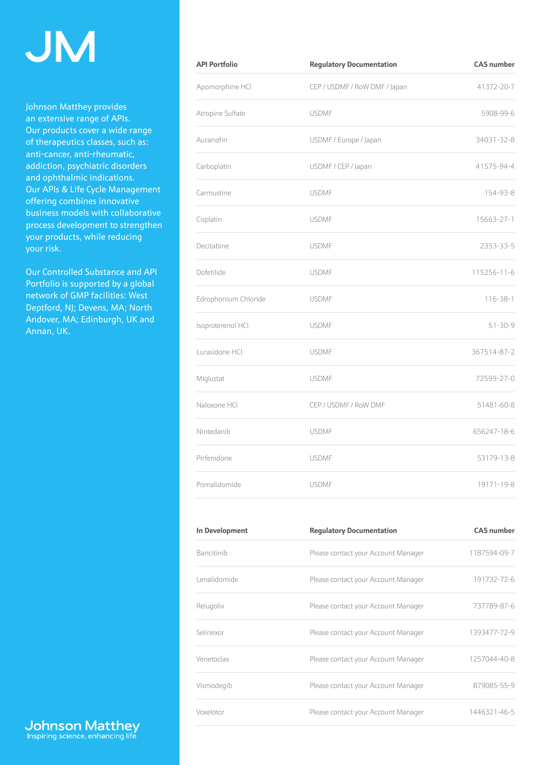JM

Johnson Matthey provides an extensive range of APIs. Our products cover a wide range of therapeutics classes, such as: anti-cancer, anti-rheumatic, addiction, psychiatric disorders and ophthalmic indications. Our APIs & Life Cycle Management offering combines innovative business models with collaborative process development to strengthen your products, while reducing your risk.

Our Controlled Substance and API Portfolio is supported by a global network of GMP facilities: West Deptford, NJ; Devens, MA; North Andover, MA; Edinburgh, UK and Annan, UK.

| API Portfolio | Regulatory Documentation | CAS number |
|---|---|---|
| Apomorphine HCl | CEP / USDMF / RoW DMF / Japan | 41372-20-7 |
| Atropine Sulfate | USDMF | 5908-99-6 |
| Auranofin | USDMF / Europe / Japan | 34031-32-8 |
| Carboplatin | USDMF / CEP / Japan | 41575-94-4 |
| Carmustine | USDMF | 154-93-8 |
| Cisplatin | USDMF | 15663-27-1 |
| Decitabine | USDMF | 2353-33-5 |
| Dofetilide | USDMF | 115256-11-6 |
| Edrophonium Chloride | USDMF | 116-38-1 |
| Isoproterenol HCl | USDMF | 51-30-9 |
| Lurasidone HCl | USDMF | 367514-87-2 |
| Miglustat | USDMF | 72599-27-0 |
| Naloxone HCl | CEP / USDMF / RoW DMF | 51481-60-8 |
| Nintedanib | USDMF | 656247-18-6 |
| Pirfenidone | USDMF | 53179-13-8 |
| Pomalidomide | USDMF | 19171-19-8 |

| In Development | Regulatory Documentation | CAS number |
|---|---|---|
| Baricitinib | Please contact your Account Manager | 1187594-09-7 |
| Lenalidomide | Please contact your Account Manager | 191732-72-6 |
| Relugolix | Please contact your Account Manager | 737789-87-6 |
| Selinexor | Please contact your Account Manager | 1393477-72-9 |
| Venetoclax | Please contact your Account Manager | 1257044-40-8 |
| Vismodegib | Please contact your Account Manager | 879085-55-9 |
| Voxelotor | Please contact your Account Manager | 1446321-46-5 |

Johnson Matthey
Inspiring science, enhancing life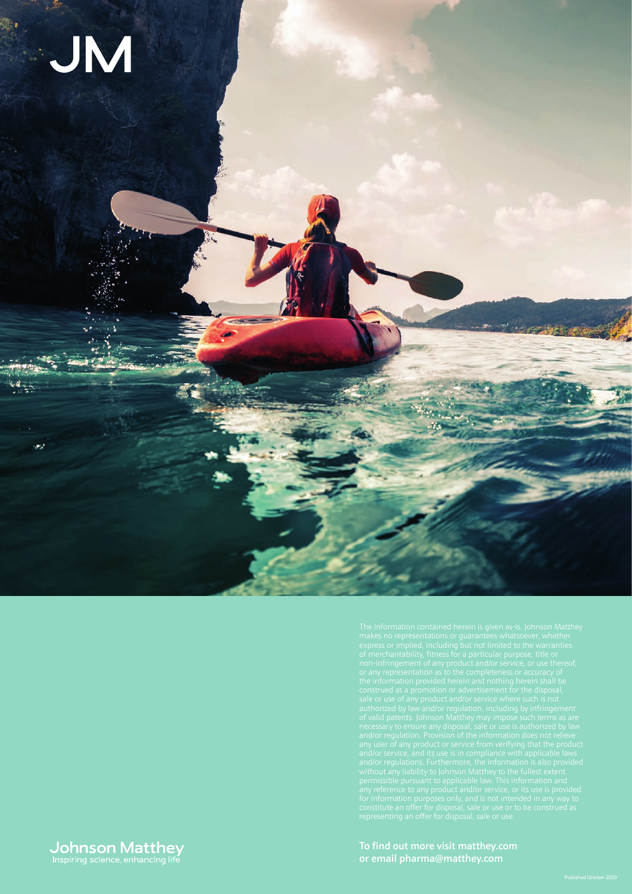JM

The information contained herein is given as-is. Johnson Matthey makes no representations or guarantees whatsoever, whether express or implied, including but not limited to the warranties of merchantability, fitness for a particular purpose, title or non-infringement of any product and/or service, or use thereof, or any representation as to the completeness or accuracy of the information provided herein and nothing herein shall be construed as a promotion or advertisement for the disposal, sale or use of any product and/or service where such is not authorized by law and/or regulation, including by infringement of valid patents. Johnson Matthey may impose such terms as are necessary to ensure any disposal, sale or use is authorized by law and/or regulation. Provision of the information does not relieve any user of any product or service from verifying that the product and/or service, and its use is in compliance with applicable laws and/or regulations. Furthermore, the information is also provided without any liability to Johnson Matthey to the fullest extent permissible pursuant to applicable law. This information and any reference to any product and/or service, or its use is provided for information purposes only, and is not intended in any way to constitute an offer for disposal, sale or use or to be construed as representing an offer for disposal, sale or use.

**To find out more visit matthey.com or email pharma@matthey.com**

Johnson Matthey
Inspiring science, enhancing life

Published October 2020